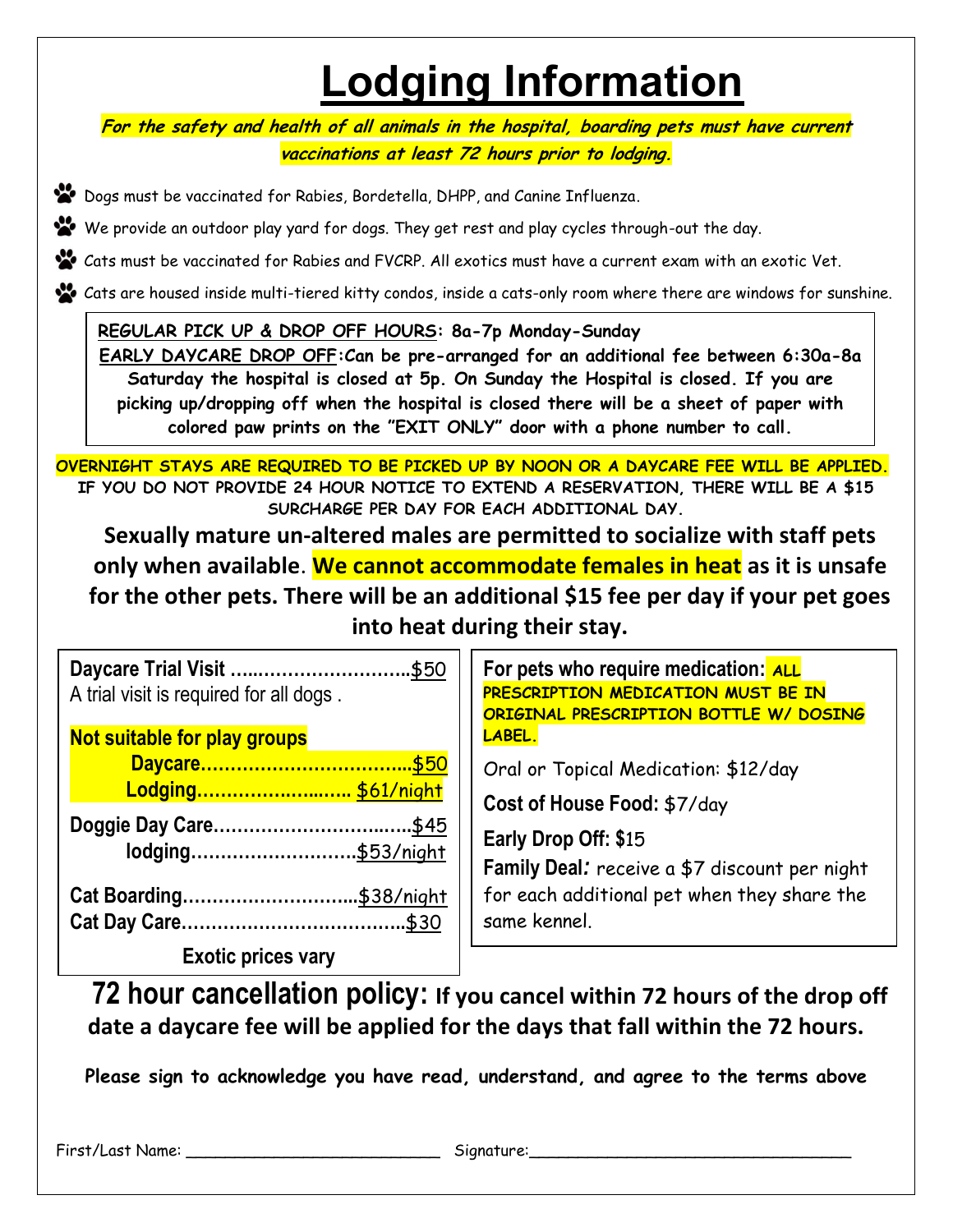# Lodging Information

***For the safety and health of all animals in the hospital, boarding pets must have current vaccinations at least 72 hours prior to lodging.***

- Dogs must be vaccinated for Rabies, Bordetella, DHPP, and Canine Influenza.
- We provide an outdoor play yard for dogs. They get rest and play cycles through-out the day.
- Cats must be vaccinated for Rabies and FVCRP. All exotics must have a current exam with an exotic Vet.
- Cats are housed inside multi-tiered kitty condos, inside a cats-only room where there are windows for sunshine.

**REGULAR PICK UP & DROP OFF HOURS: 8a-7p Monday-Sunday**
**EARLY DAYCARE DROP OFF:Can be pre-arranged for an additional fee between 6:30a-8a**
**Saturday the hospital is closed at 5p. On Sunday the Hospital is closed. If you are picking up/dropping off when the hospital is closed there will be a sheet of paper with colored paw prints on the "EXIT ONLY" door with a phone number to call.**

**OVERNIGHT STAYS ARE REQUIRED TO BE PICKED UP BY NOON OR A DAYCARE FEE WILL BE APPLIED.**
**IF YOU DO NOT PROVIDE 24 HOUR NOTICE TO EXTEND A RESERVATION, THERE WILL BE A $15 SURCHARGE PER DAY FOR EACH ADDITIONAL DAY.**

**Sexually mature un-altered males are permitted to socialize with staff pets only when available. We cannot accommodate females in heat as it is unsafe for the other pets. There will be an additional $15 fee per day if your pet goes into heat during their stay.**

**Daycare Trial Visit** ....................................$50
A trial visit is required for all dogs .

**Not suitable for play groups**
**Daycare**.......................................$50
**Lodging**.............................. $61/night

**Doggie Day Care**.................................$45
**lodging**..............................$53/night

**Cat Boarding**..............................$38/night
**Cat Day Care**......................................$30

**Exotic prices vary**

**For pets who require medication:** **ALL PRESCRIPTION MEDICATION MUST BE IN ORIGINAL PRESCRIPTION BOTTLE W/ DOSING LABEL.**

Oral or Topical Medication: $12/day

**Cost of House Food:** $7/day

**Early Drop Off:** $15

**Family Deal***:* receive a $7 discount per night for each additional pet when they share the same kennel.

**72 hour cancellation policy: If you cancel within 72 hours of the drop off date a daycare fee will be applied for the days that fall within the 72 hours.**

**Please sign to acknowledge you have read, understand, and agree to the terms above**

First/Last Name: ___________________________ Signature:__________________________________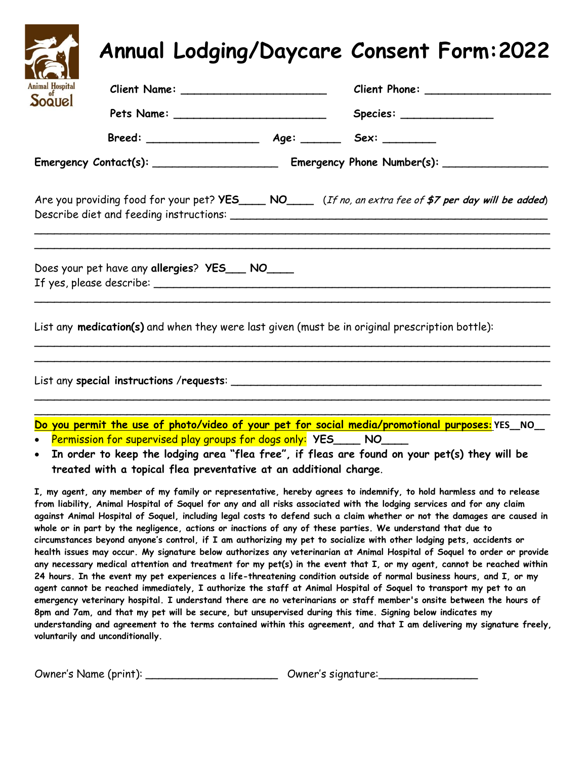Animal Hospital of Soquel

# Annual Lodging/Daycare Consent Form:2022

**Client Name:** ______________________ **Client Phone:** ___________________

**Pets Name:** ________________________ **Species:** ______________

**Breed:** _________________ **Age:** ______ **Sex:** ________

**Emergency Contact(s):** ___________________ **Emergency Phone Number(s):** ________________

Are you providing food for your pet? **YES**____ **NO**____ (*If no, an extra fee of **$7 per day** will be added*)
Describe diet and feeding instructions: ____________________________________________________

_____________________________________________________________________________

_____________________________________________________________________________

Does your pet have any **allergies**? **YES**___ **NO**____
If yes, please describe: _______________________________________________________________

_____________________________________________________________________________

List any **medication(s)** and when they were last given (must be in original prescription bottle):

_____________________________________________________________________________

_____________________________________________________________________________

List any **special instructions /requests**: ______________________________________________

_____________________________________________________________________________

_____________________________________________________________________________

**Do you permit the use of photo/video of your pet for social media/promotional purposes:** **YES**__**NO**__

- Permission for supervised play groups for dogs only: **YES**____ **NO**____
- **In order to keep the lodging area "flea free", if fleas are found on your pet(s) they will be treated with a topical flea preventative at an additional charge**.

**I, my agent, any member of my family or representative, hereby agrees to indemnify, to hold harmless and to release from liability, Animal Hospital of Soquel for any and all risks associated with the lodging services and for any claim against Animal Hospital of Soquel, including legal costs to defend such a claim whether or not the damages are caused in whole or in part by the negligence, actions or inactions of any of these parties. We understand that due to circumstances beyond anyone's control, if I am authorizing my pet to socialize with other lodging pets, accidents or health issues may occur. My signature below authorizes any veterinarian at Animal Hospital of Soquel to order or provide any necessary medical attention and treatment for my pet(s) in the event that I, or my agent, cannot be reached within 24 hours. In the event my pet experiences a life-threatening condition outside of normal business hours, and I, or my agent cannot be reached immediately, I authorize the staff at Animal Hospital of Soquel to transport my pet to an emergency veterinary hospital. I understand there are no veterinarians or staff member's onsite between the hours of 8pm and 7am, and that my pet will be secure, but unsupervised during this time. Signing below indicates my understanding and agreement to the terms contained within this agreement, and that I am delivering my signature freely, voluntarily and unconditionally.**

Owner's Name (print): _____________________ Owner's signature:________________